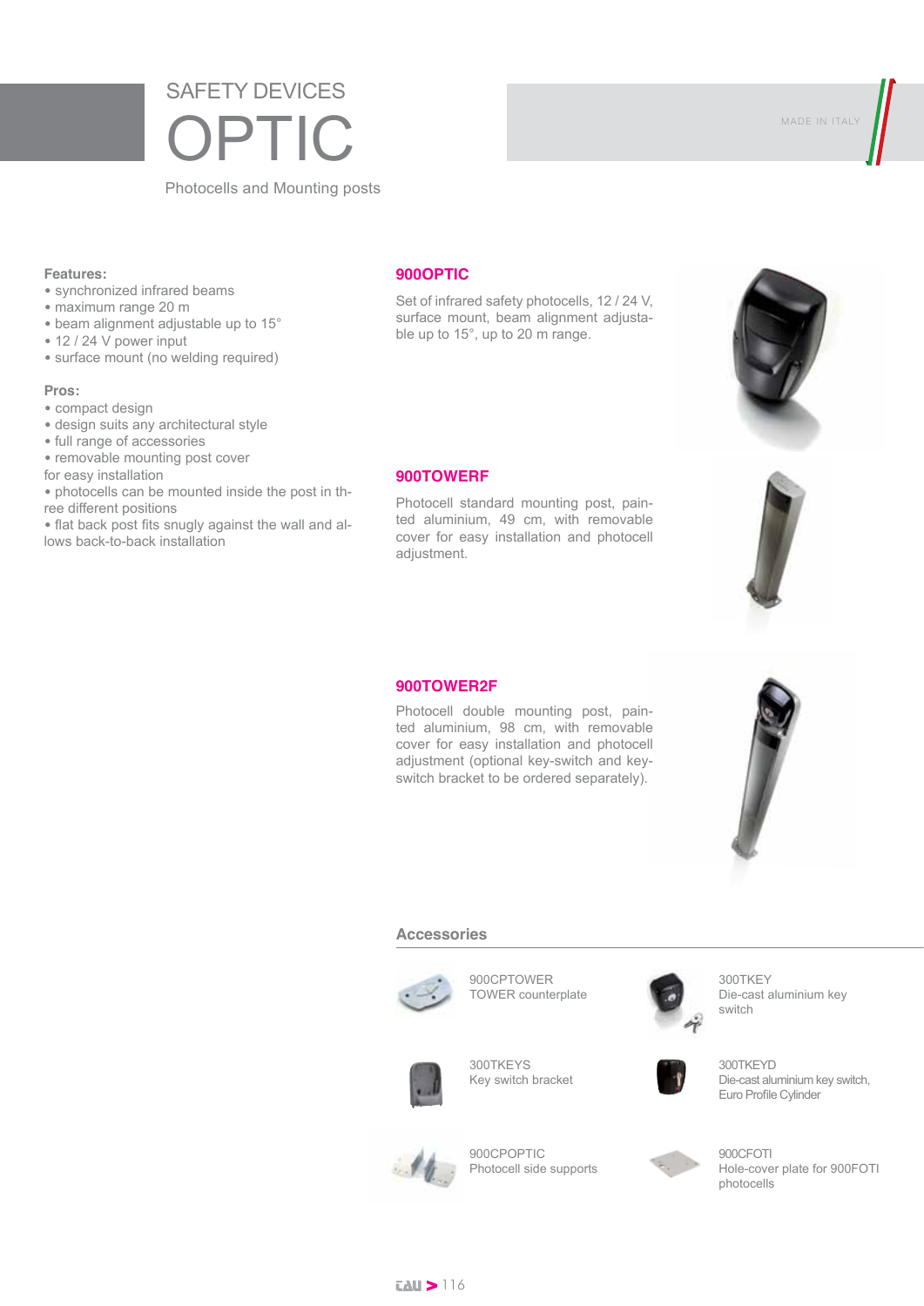SAFETY DEVICES

# OPTIC

Photocells and Mounting posts

MADE IN ITALY

**Features:**
- synchronized infrared beams
- maximum range 20 m
- beam alignment adjustable up to 15°
- 12 / 24 V power input
- surface mount (no welding required)

**Pros:**
- compact design
- design suits any architectural style
- full range of accessories
- removable mounting post cover for easy installation
- photocells can be mounted inside the post in three different positions
- flat back post fits snugly against the wall and allows back-to-back installation

## 900OPTIC

Set of infrared safety photocells, 12 / 24 V, surface mount, beam alignment adjustable up to 15°, up to 20 m range.

## 900TOWERF

Photocell standard mounting post, painted aluminium, 49 cm, with removable cover for easy installation and photocell adjustment.

## 900TOWER2F

Photocell double mounting post, painted aluminium, 98 cm, with removable cover for easy installation and photocell adjustment (optional key-switch and key-switch bracket to be ordered separately).

## Accessories

900CPTOWER
TOWER counterplate

300TKEY
Die-cast aluminium key switch

300TKEYS
Key switch bracket

300TKEYD
Die-cast aluminium key switch, Euro Profile Cylinder

900CPOPTIC
Photocell side supports

900CFOTI
Hole-cover plate for 900FOTI photocells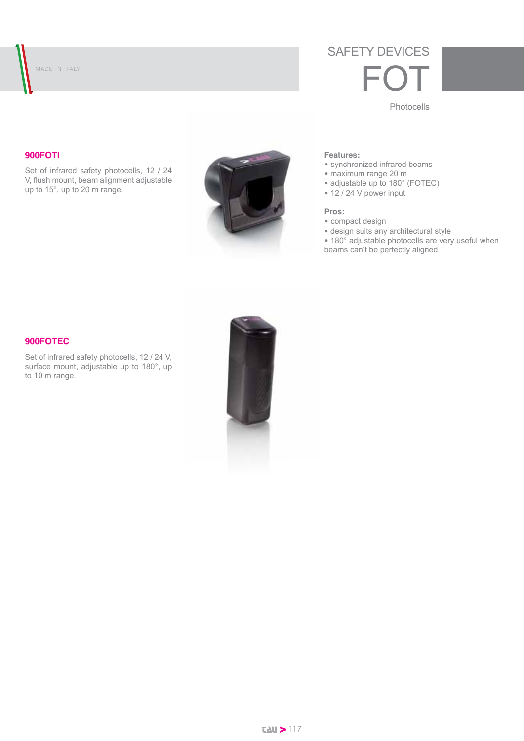MADE IN ITALY

# SAFETY DEVICES

# FOT

Photocells

## 900FOTI

Set of infrared safety photocells, 12 / 24 V, flush mount, beam alignment adjustable up to 15°, up to 20 m range.

**Features:**

- synchronized infrared beams
- maximum range 20 m
- adjustable up to 180° (FOTEC)
- 12 / 24 V power input

**Pros:**

- compact design
- design suits any architectural style
- 180° adjustable photocells are very useful when beams can't be perfectly aligned

## 900FOTEC

Set of infrared safety photocells, 12 / 24 V, surface mount, adjustable up to 180°, up to 10 m range.